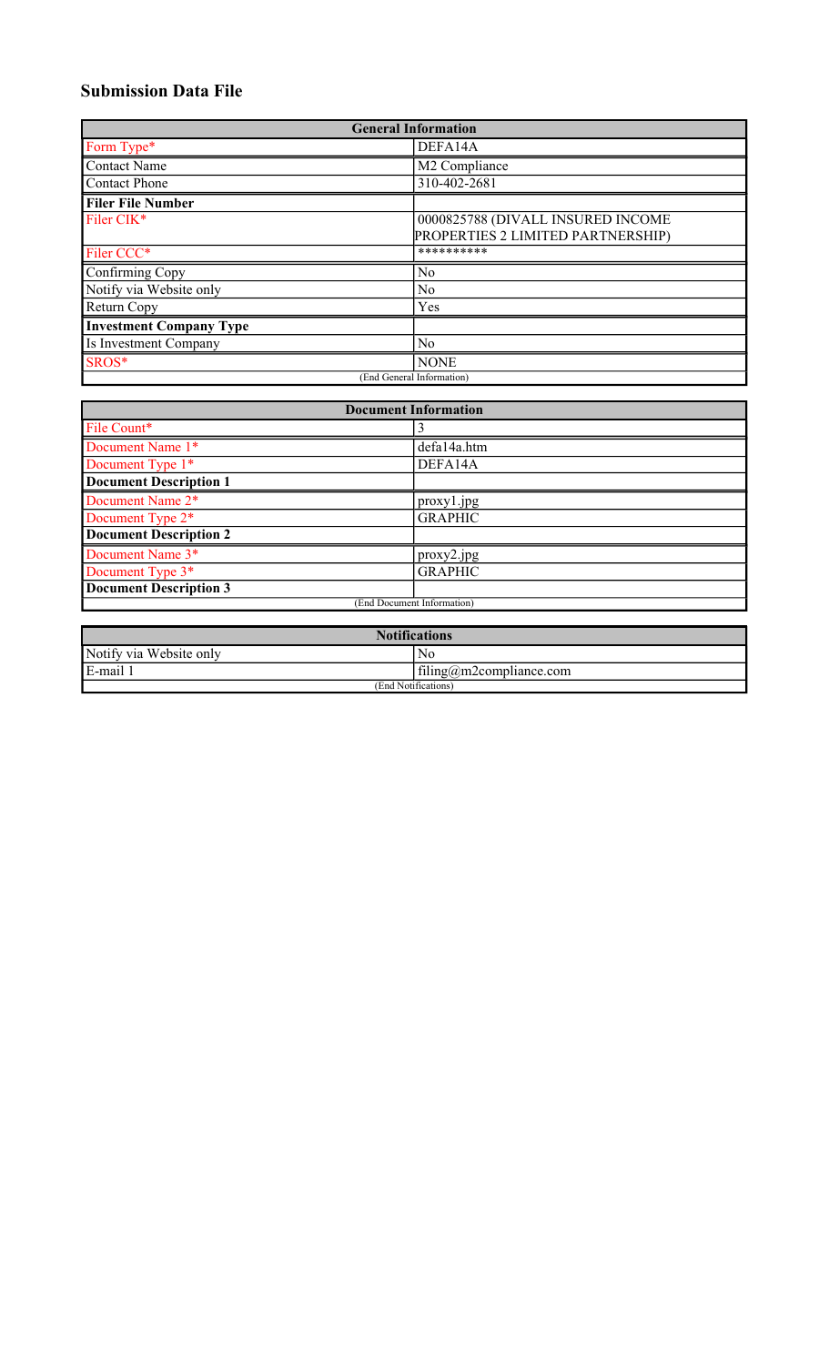# Submission Data File

| General Information | |
|---|---|
| Form Type* | DEFA14A |
| Contact Name | M2 Compliance |
| Contact Phone | 310-402-2681 |
| **Filer File Number** | |
| Filer CIK* | 0000825788 (DIVALL INSURED INCOME PROPERTIES 2 LIMITED PARTNERSHIP) |
| Filer CCC* | ********** |
| Confirming Copy | No |
| Notify via Website only | No |
| Return Copy | Yes |
| **Investment Company Type** | |
| Is Investment Company | No |
| SROS* | NONE |
| (End General Information) | |

| Document Information | |
|---|---|
| File Count* | 3 |
| Document Name 1* | defa14a.htm |
| Document Type 1* | DEFA14A |
| **Document Description 1** | |
| Document Name 2* | proxy1.jpg |
| Document Type 2* | GRAPHIC |
| **Document Description 2** | |
| Document Name 3* | proxy2.jpg |
| Document Type 3* | GRAPHIC |
| **Document Description 3** | |
| (End Document Information) | |

| Notifications | |
|---|---|
| Notify via Website only | No |
| E-mail 1 | filing@m2compliance.com |
| (End Notifications) | |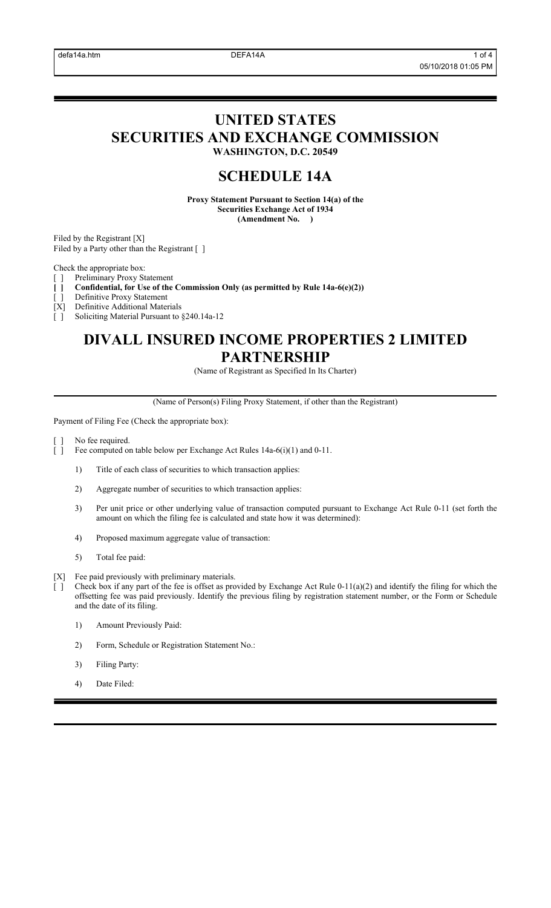# UNITED STATES SECURITIES AND EXCHANGE COMMISSION

**WASHINGTON, D.C. 20549**

# SCHEDULE 14A

**Proxy Statement Pursuant to Section 14(a) of the Securities Exchange Act of 1934**
**(Amendment No. )**

Filed by the Registrant [X]
Filed by a Party other than the Registrant [ ]

Check the appropriate box:

[ ] Preliminary Proxy Statement
**[ ] Confidential, for Use of the Commission Only (as permitted by Rule 14a-6(e)(2))**
[ ] Definitive Proxy Statement
[X] Definitive Additional Materials
[ ] Soliciting Material Pursuant to §240.14a-12

# DIVALL INSURED INCOME PROPERTIES 2 LIMITED PARTNERSHIP

(Name of Registrant as Specified In Its Charter)

(Name of Person(s) Filing Proxy Statement, if other than the Registrant)

Payment of Filing Fee (Check the appropriate box):

[ ] No fee required.
[ ] Fee computed on table below per Exchange Act Rules 14a-6(i)(1) and 0-11.

1) Title of each class of securities to which transaction applies:

2) Aggregate number of securities to which transaction applies:

3) Per unit price or other underlying value of transaction computed pursuant to Exchange Act Rule 0-11 (set forth the amount on which the filing fee is calculated and state how it was determined):

4) Proposed maximum aggregate value of transaction:

5) Total fee paid:

[X] Fee paid previously with preliminary materials.
[ ] Check box if any part of the fee is offset as provided by Exchange Act Rule 0-11(a)(2) and identify the filing for which the offsetting fee was paid previously. Identify the previous filing by registration statement number, or the Form or Schedule and the date of its filing.

1) Amount Previously Paid:

2) Form, Schedule or Registration Statement No.:

3) Filing Party:

4) Date Filed: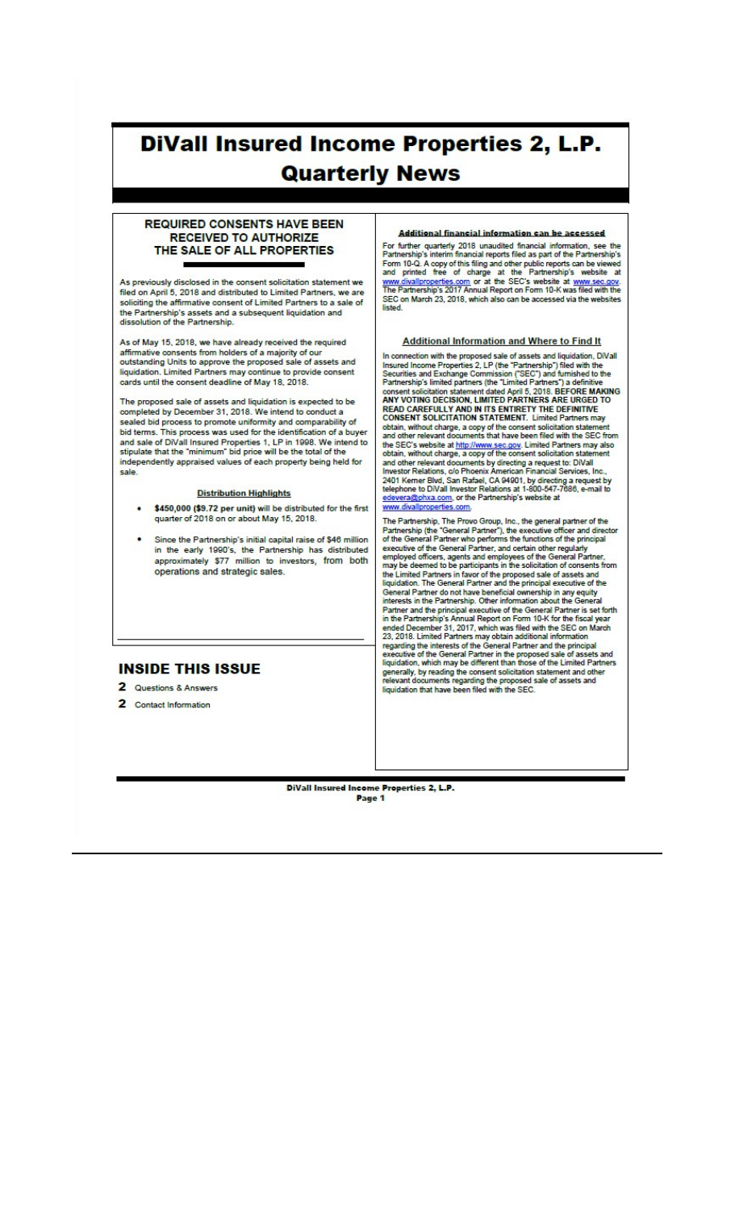# DiVall Insured Income Properties 2, L.P.

## Quarterly News

### REQUIRED CONSENTS HAVE BEEN RECEIVED TO AUTHORIZE THE SALE OF ALL PROPERTIES

As previously disclosed in the consent solicitation statement we filed on April 5, 2018 and distributed to Limited Partners, we are soliciting the affirmative consent of Limited Partners to a sale of the Partnership's assets and a subsequent liquidation and dissolution of the Partnership.

As of May 15, 2018, we have already received the required affirmative consents from holders of a majority of our outstanding Units to approve the proposed sale of assets and liquidation. Limited Partners may continue to provide consent cards until the consent deadline of May 18, 2018.

The proposed sale of assets and liquidation is expected to be completed by December 31, 2018. We intend to conduct a sealed bid process to promote uniformity and comparability of bid terms. This process was used for the identification of a buyer and sale of DiVall Insured Properties 1, LP in 1998. We intend to stipulate that the "minimum" bid price will be the total of the independently appraised values of each property being held for sale.

#### Distribution Highlights

- **$450,000 ($9.72 per unit)** will be distributed for the first quarter of 2018 on or about May 15, 2018.
- Since the Partnership's initial capital raise of $46 million in the early 1990's, the Partnership has distributed approximately $77 million to investors, from both operations and strategic sales.

### INSIDE THIS ISSUE

**2** Questions & Answers

**2** Contact Information

#### Additional financial information can be accessed

For further quarterly 2018 unaudited financial information, see the Partnership's interim financial reports filed as part of the Partnership's Form 10-Q. A copy of this filing and other public reports can be viewed and printed free of charge at the Partnership's website at www.divallproperties.com or at the SEC's website at www.sec.gov. The Partnership's 2017 Annual Report on Form 10-K was filed with the SEC on March 23, 2018, which also can be accessed via the websites listed.

#### Additional Information and Where to Find It

In connection with the proposed sale of assets and liquidation, DiVall Insured Income Properties 2, LP (the "Partnership") filed with the Securities and Exchange Commission ("SEC") and furnished to the Partnership's limited partners (the "Limited Partners") a definitive consent solicitation statement dated April 5, 2018. **BEFORE MAKING ANY VOTING DECISION, LIMITED PARTNERS ARE URGED TO READ CAREFULLY AND IN ITS ENTIRETY THE DEFINITIVE CONSENT SOLICITATION STATEMENT.** Limited Partners may obtain, without charge, a copy of the consent solicitation statement and other relevant documents that have been filed with the SEC from the SEC's website at http://www.sec.gov. Limited Partners may also obtain, without charge, a copy of the consent solicitation statement and other relevant documents by directing a request to: DiVall Investor Relations, c/o Phoenix American Financial Services, Inc., 2401 Kerner Blvd, San Rafael, CA 94901, by directing a request by telephone to DiVall Investor Relations at 1-800-547-7686, e-mail to edevera@phxa.com, or the Partnership's website at www.divallproperties.com.

The Partnership, The Provo Group, Inc., the general partner of the Partnership (the "General Partner"), the executive officer and director of the General Partner who performs the functions of the principal executive of the General Partner, and certain other regularly employed officers, agents and employees of the General Partner, may be deemed to be participants in the solicitation of consents from the Limited Partners in favor of the proposed sale of assets and liquidation. The General Partner and the principal executive of the General Partner do not have beneficial ownership in any equity interests in the Partnership. Other information about the General Partner and the principal executive of the General Partner is set forth in the Partnership's Annual Report on Form 10-K for the fiscal year ended December 31, 2017, which was filed with the SEC on March 23, 2018. Limited Partners may obtain additional information regarding the interests of the General Partner and the principal executive of the General Partner in the proposed sale of assets and liquidation, which may be different than those of the Limited Partners generally, by reading the consent solicitation statement and other relevant documents regarding the proposed sale of assets and liquidation that have been filed with the SEC.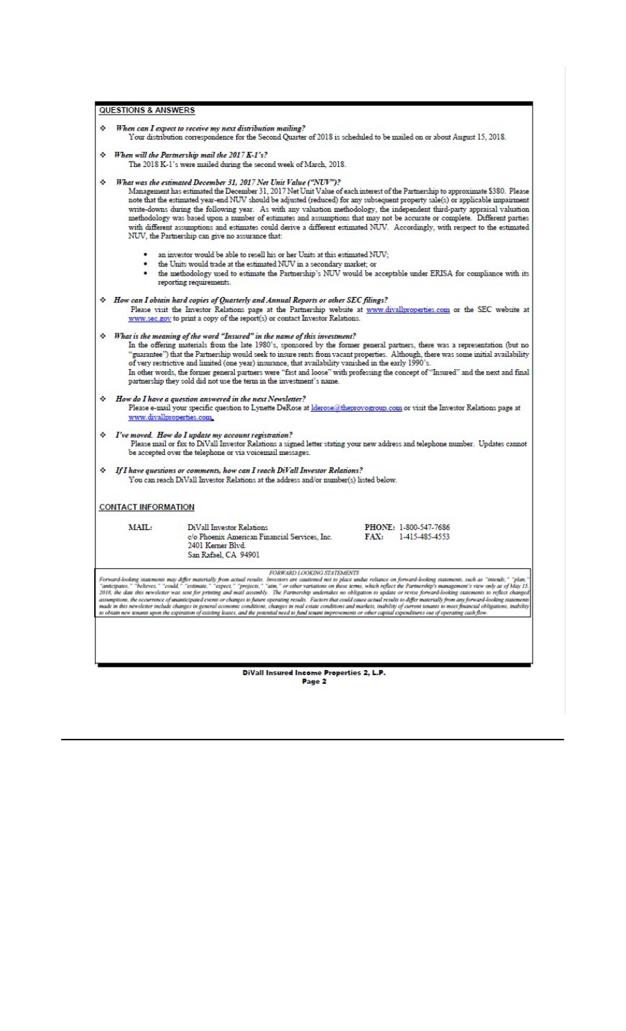## QUESTIONS & ANSWERS

- ***When can I expect to receive my next distribution mailing?***
  Your distribution correspondence for the Second Quarter of 2018 is scheduled to be mailed on or about August 15, 2018.

- ***When will the Partnership mail the 2017 K-1's?***
  The 2018 K-1's were mailed during the second week of March, 2018.

- ***What was the estimated December 31, 2017 Net Unit Value ("NUV")?***
  Management has estimated the December 31, 2017 Net Unit Value of each interest of the Partnership to approximate $380. Please note that the estimated year-end NUV should be adjusted (reduced) for any subsequent property sale(s) or applicable impairment write-downs during the following year. As with any valuation methodology, the independent third-party appraisal valuation methodology was based upon a number of estimates and assumptions that may not be accurate or complete. Different parties with different assumptions and estimates could derive a different estimated NUV. Accordingly, with respect to the estimated NUV, the Partnership can give no assurance that:

  - an investor would be able to resell his or her Units at this estimated NUV;
  - the Units would trade at the estimated NUV in a secondary market; or
  - the methodology used to estimate the Partnership's NUV would be acceptable under ERISA for compliance with its reporting requirements.

- ***How can I obtain hard copies of Quarterly and Annual Reports or other SEC filings?***
  Please visit the Investor Relations page at the Partnership website at www.divallproperties.com or the SEC website at www.sec.gov to print a copy of the report(s) or contact Investor Relations.

- ***What is the meaning of the word "Insured" in the name of this investment?***
  In the offering materials from the late 1980's, sponsored by the former general partners, there was a representation (but no "guarantee") that the Partnership would seek to insure rents from vacant properties. Although, there was some initial availability of very restrictive and limited (one year) insurance, that availability vanished in the early 1990's.
  In other words, the former general partners were "fast and loose" with professing the concept of "Insured" and the next and final partnership they sold did not use the term in the investment's name.

- ***How do I have a question answered in the next Newsletter?***
  Please e-mail your specific question to Lynette DeRose at lderose@theprovogroup.com or visit the Investor Relations page at www.divallproperties.com.

- ***I've moved. How do I update my account registration?***
  Please mail or fax to DiVall Investor Relations a signed letter stating your new address and telephone number. Updates cannot be accepted over the telephone or via voicemail messages.

- ***If I have questions or comments, how can I reach DiVall Investor Relations?***
  You can reach DiVall Investor Relations at the address and/or number(s) listed below.

## CONTACT INFORMATION

**MAIL:**
DiVall Investor Relations
c/o Phoenix American Financial Services, Inc.
2401 Kerner Blvd.
San Rafael, CA 94901

**PHONE:** 1-800-547-7686
**FAX:** 1-415-485-4553

*FORWARD LOOKING STATEMENTS*

*Forward-looking statements may differ materially from actual results. Investors are cautioned not to place undue reliance on forward-looking statements, such as "intends," "plan," "anticipates," "believes," "could," "estimate," "expect," "projects," "aim," or other variations on these terms, which reflect the Partnership's management's view only as of May 15, 2018, the date this newsletter was sent for printing and mail assembly. The Partnership undertakes no obligation to update or revise forward-looking statements to reflect changed assumptions, the occurrence of unanticipated events or changes to future operating results. Factors that could cause actual results to differ materially from any forward-looking statements made in this newsletter include changes in general economic conditions, changes in real estate conditions and markets, inability of current tenants to meet financial obligations, inability to obtain new tenants upon the expiration of existing leases, and the potential need to fund tenant improvements or other capital expenditures out of operating cash flow.*